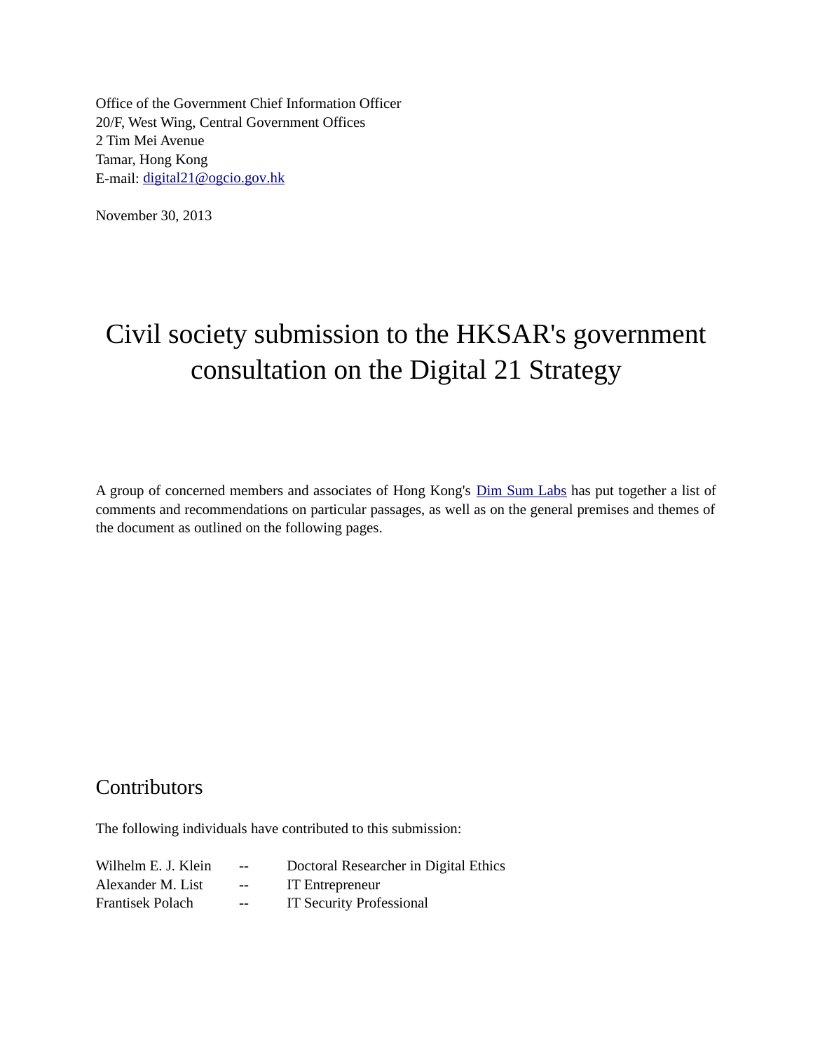Office of the Government Chief Information Officer
20/F, West Wing, Central Government Offices
2 Tim Mei Avenue
Tamar, Hong Kong
E-mail: [digital21@ogcio.gov.hk](mailto:digital21@ogcio.gov.hk)

November 30, 2013

# Civil society submission to the HKSAR's government consultation on the Digital 21 Strategy

A group of concerned members and associates of Hong Kong's [Dim Sum Labs]() has put together a list of comments and recommendations on particular passages, as well as on the general premises and themes of the document as outlined on the following pages.

## Contributors

The following individuals have contributed to this submission:

| | | |
|---|---|---|
| Wilhelm E. J. Klein | -- | Doctoral Researcher in Digital Ethics |
| Alexander M. List | -- | IT Entrepreneur |
| Frantisek Polach | -- | IT Security Professional |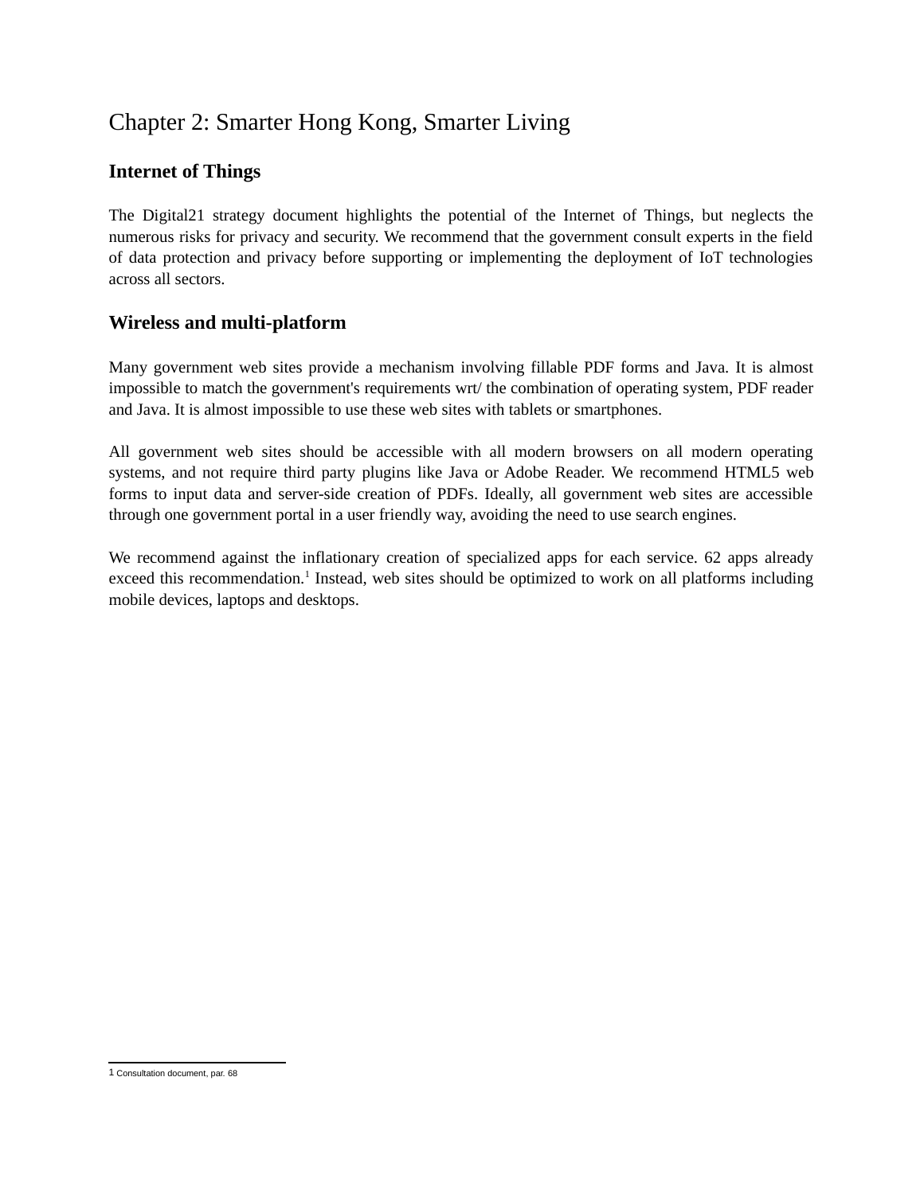# Chapter 2: Smarter Hong Kong, Smarter Living

## Internet of Things

The Digital21 strategy document highlights the potential of the Internet of Things, but neglects the numerous risks for privacy and security. We recommend that the government consult experts in the field of data protection and privacy before supporting or implementing the deployment of IoT technologies across all sectors.

## Wireless and multi-platform

Many government web sites provide a mechanism involving fillable PDF forms and Java. It is almost impossible to match the government's requirements wrt/ the combination of operating system, PDF reader and Java. It is almost impossible to use these web sites with tablets or smartphones.

All government web sites should be accessible with all modern browsers on all modern operating systems, and not require third party plugins like Java or Adobe Reader. We recommend HTML5 web forms to input data and server-side creation of PDFs. Ideally, all government web sites are accessible through one government portal in a user friendly way, avoiding the need to use search engines.

We recommend against the inflationary creation of specialized apps for each service. 62 apps already exceed this recommendation.[1] Instead, web sites should be optimized to work on all platforms including mobile devices, laptops and desktops.

---

1 Consultation document, par. 68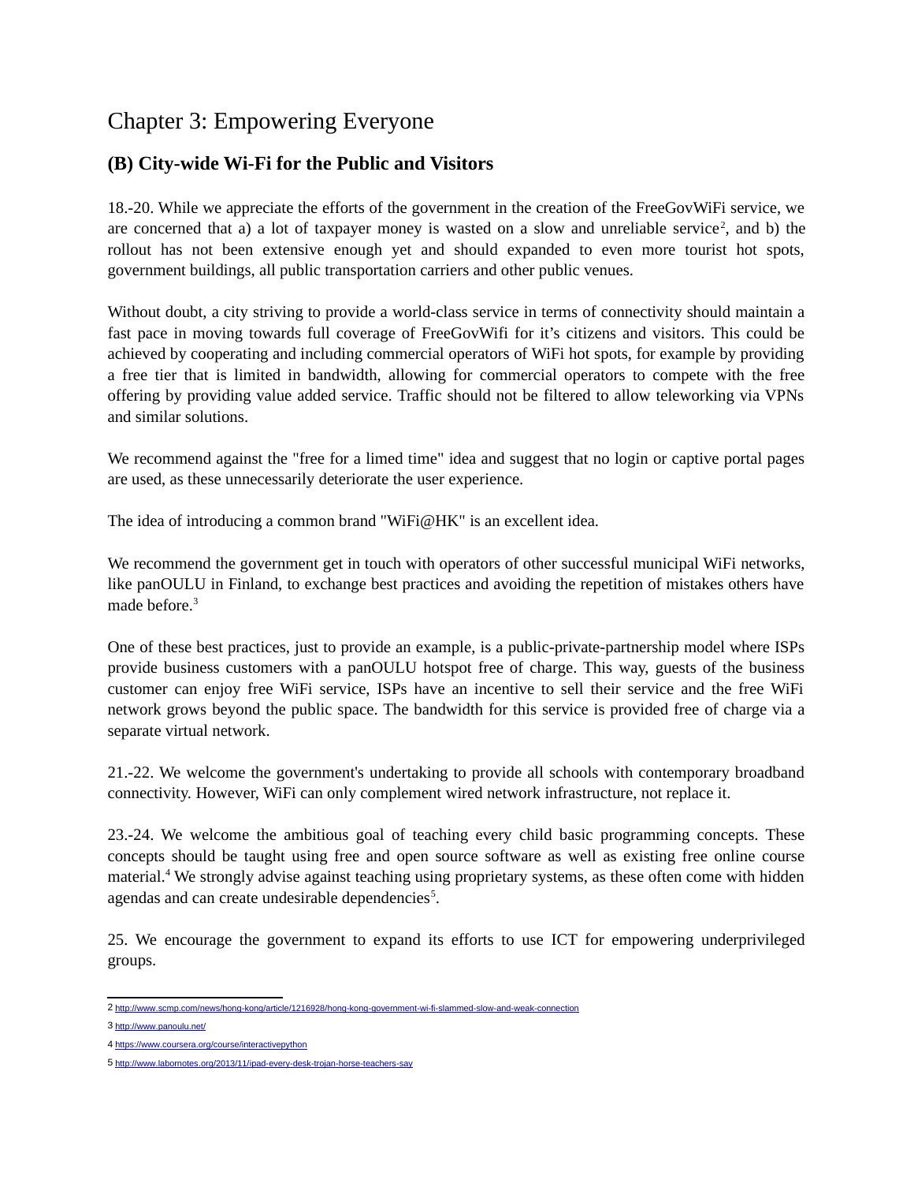# Chapter 3: Empowering Everyone

## (B) City-wide Wi-Fi for the Public and Visitors

18.-20. While we appreciate the efforts of the government in the creation of the FreeGovWiFi service, we are concerned that a) a lot of taxpayer money is wasted on a slow and unreliable service[2], and b) the rollout has not been extensive enough yet and should expanded to even more tourist hot spots, government buildings, all public transportation carriers and other public venues.

Without doubt, a city striving to provide a world-class service in terms of connectivity should maintain a fast pace in moving towards full coverage of FreeGovWifi for it's citizens and visitors. This could be achieved by cooperating and including commercial operators of WiFi hot spots, for example by providing a free tier that is limited in bandwidth, allowing for commercial operators to compete with the free offering by providing value added service. Traffic should not be filtered to allow teleworking via VPNs and similar solutions.

We recommend against the "free for a limed time" idea and suggest that no login or captive portal pages are used, as these unnecessarily deteriorate the user experience.

The idea of introducing a common brand "WiFi@HK" is an excellent idea.

We recommend the government get in touch with operators of other successful municipal WiFi networks, like panOULU in Finland, to exchange best practices and avoiding the repetition of mistakes others have made before.[3]

One of these best practices, just to provide an example, is a public-private-partnership model where ISPs provide business customers with a panOULU hotspot free of charge. This way, guests of the business customer can enjoy free WiFi service, ISPs have an incentive to sell their service and the free WiFi network grows beyond the public space. The bandwidth for this service is provided free of charge via a separate virtual network.

21.-22. We welcome the government's undertaking to provide all schools with contemporary broadband connectivity. However, WiFi can only complement wired network infrastructure, not replace it.

23.-24. We welcome the ambitious goal of teaching every child basic programming concepts. These concepts should be taught using free and open source software as well as existing free online course material.[4] We strongly advise against teaching using proprietary systems, as these often come with hidden agendas and can create undesirable dependencies[5].

25. We encourage the government to expand its efforts to use ICT for empowering underprivileged groups.

---

2 http://www.scmp.com/news/hong-kong/article/1216928/hong-kong-government-wi-fi-slammed-slow-and-weak-connection

3 http://www.panoulu.net/

4 https://www.coursera.org/course/interactivepython

5 http://www.labornotes.org/2013/11/ipad-every-desk-trojan-horse-teachers-say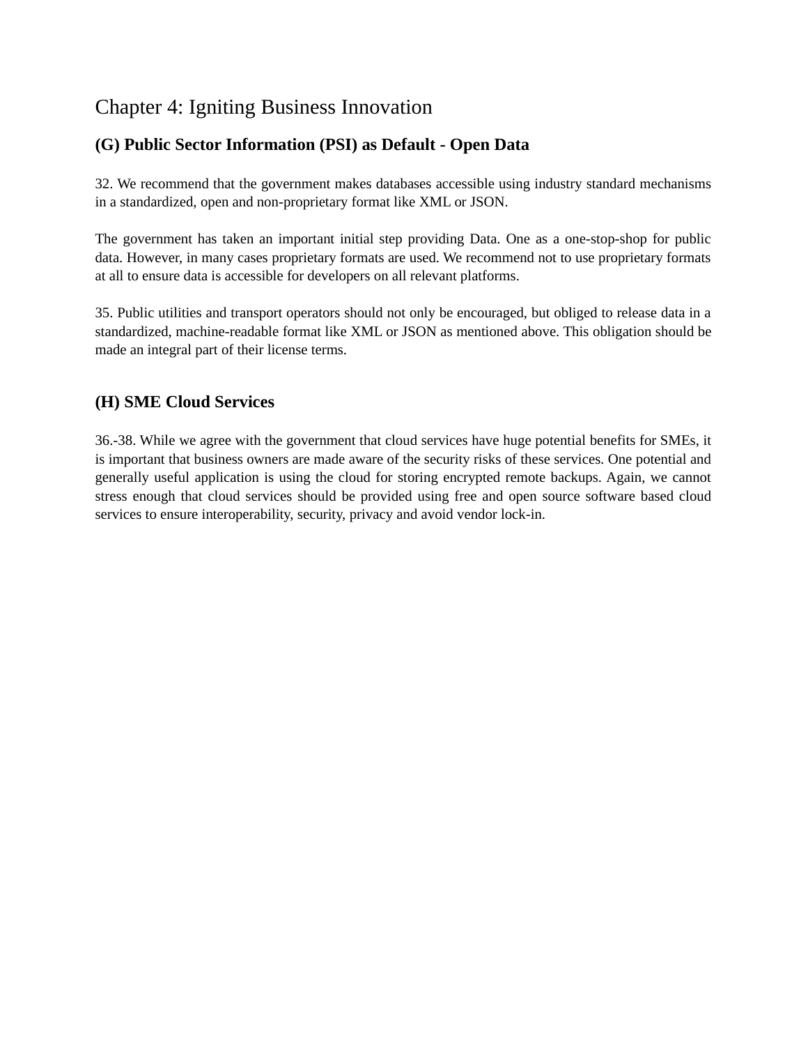# Chapter 4: Igniting Business Innovation

## (G) Public Sector Information (PSI) as Default - Open Data

32. We recommend that the government makes databases accessible using industry standard mechanisms in a standardized, open and non-proprietary format like XML or JSON.

The government has taken an important initial step providing Data. One as a one-stop-shop for public data. However, in many cases proprietary formats are used. We recommend not to use proprietary formats at all to ensure data is accessible for developers on all relevant platforms.

35. Public utilities and transport operators should not only be encouraged, but obliged to release data in a standardized, machine-readable format like XML or JSON as mentioned above. This obligation should be made an integral part of their license terms.

## (H) SME Cloud Services

36.-38. While we agree with the government that cloud services have huge potential benefits for SMEs, it is important that business owners are made aware of the security risks of these services. One potential and generally useful application is using the cloud for storing encrypted remote backups. Again, we cannot stress enough that cloud services should be provided using free and open source software based cloud services to ensure interoperability, security, privacy and avoid vendor lock-in.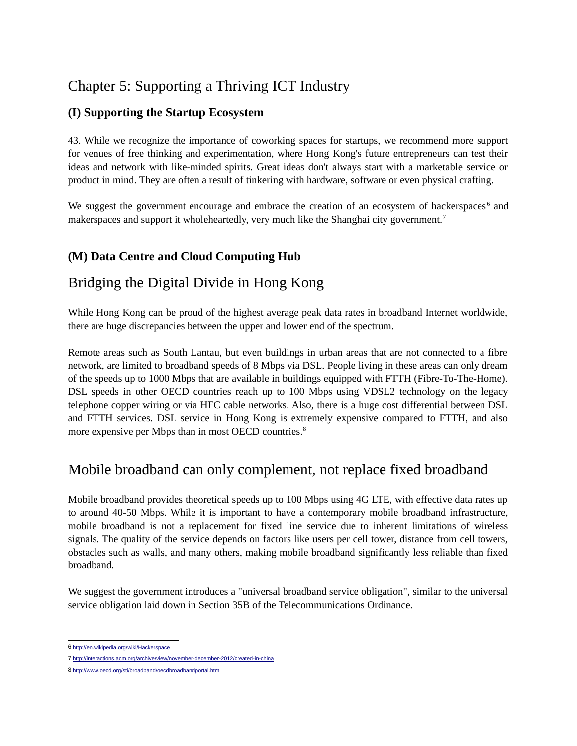# Chapter 5: Supporting a Thriving ICT Industry

### (I) Supporting the Startup Ecosystem

43. While we recognize the importance of coworking spaces for startups, we recommend more support for venues of free thinking and experimentation, where Hong Kong's future entrepreneurs can test their ideas and network with like-minded spirits. Great ideas don't always start with a marketable service or product in mind. They are often a result of tinkering with hardware, software or even physical crafting.

We suggest the government encourage and embrace the creation of an ecosystem of hackerspaces[6] and makerspaces and support it wholeheartedly, very much like the Shanghai city government.[7]

### (M) Data Centre and Cloud Computing Hub

## Bridging the Digital Divide in Hong Kong

While Hong Kong can be proud of the highest average peak data rates in broadband Internet worldwide, there are huge discrepancies between the upper and lower end of the spectrum.

Remote areas such as South Lantau, but even buildings in urban areas that are not connected to a fibre network, are limited to broadband speeds of 8 Mbps via DSL. People living in these areas can only dream of the speeds up to 1000 Mbps that are available in buildings equipped with FTTH (Fibre-To-The-Home). DSL speeds in other OECD countries reach up to 100 Mbps using VDSL2 technology on the legacy telephone copper wiring or via HFC cable networks. Also, there is a huge cost differential between DSL and FTTH services. DSL service in Hong Kong is extremely expensive compared to FTTH, and also more expensive per Mbps than in most OECD countries.[8]

## Mobile broadband can only complement, not replace fixed broadband

Mobile broadband provides theoretical speeds up to 100 Mbps using 4G LTE, with effective data rates up to around 40-50 Mbps. While it is important to have a contemporary mobile broadband infrastructure, mobile broadband is not a replacement for fixed line service due to inherent limitations of wireless signals. The quality of the service depends on factors like users per cell tower, distance from cell towers, obstacles such as walls, and many others, making mobile broadband significantly less reliable than fixed broadband.

We suggest the government introduces a "universal broadband service obligation", similar to the universal service obligation laid down in Section 35B of the Telecommunications Ordinance.

---

6 http://en.wikipedia.org/wiki/Hackerspace

7 http://interactions.acm.org/archive/view/november-december-2012/created-in-china

8 http://www.oecd.org/sti/broadband/oecdbroadbandportal.htm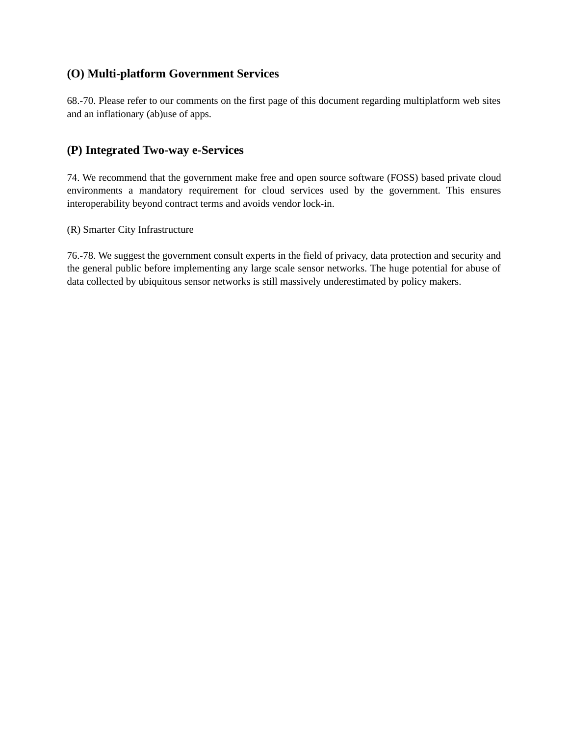## (O) Multi-platform Government Services

68.-70. Please refer to our comments on the first page of this document regarding multiplatform web sites and an inflationary (ab)use of apps.

## (P) Integrated Two-way e-Services

74. We recommend that the government make free and open source software (FOSS) based private cloud environments a mandatory requirement for cloud services used by the government. This ensures interoperability beyond contract terms and avoids vendor lock-in.

(R) Smarter City Infrastructure

76.-78. We suggest the government consult experts in the field of privacy, data protection and security and the general public before implementing any large scale sensor networks. The huge potential for abuse of data collected by ubiquitous sensor networks is still massively underestimated by policy makers.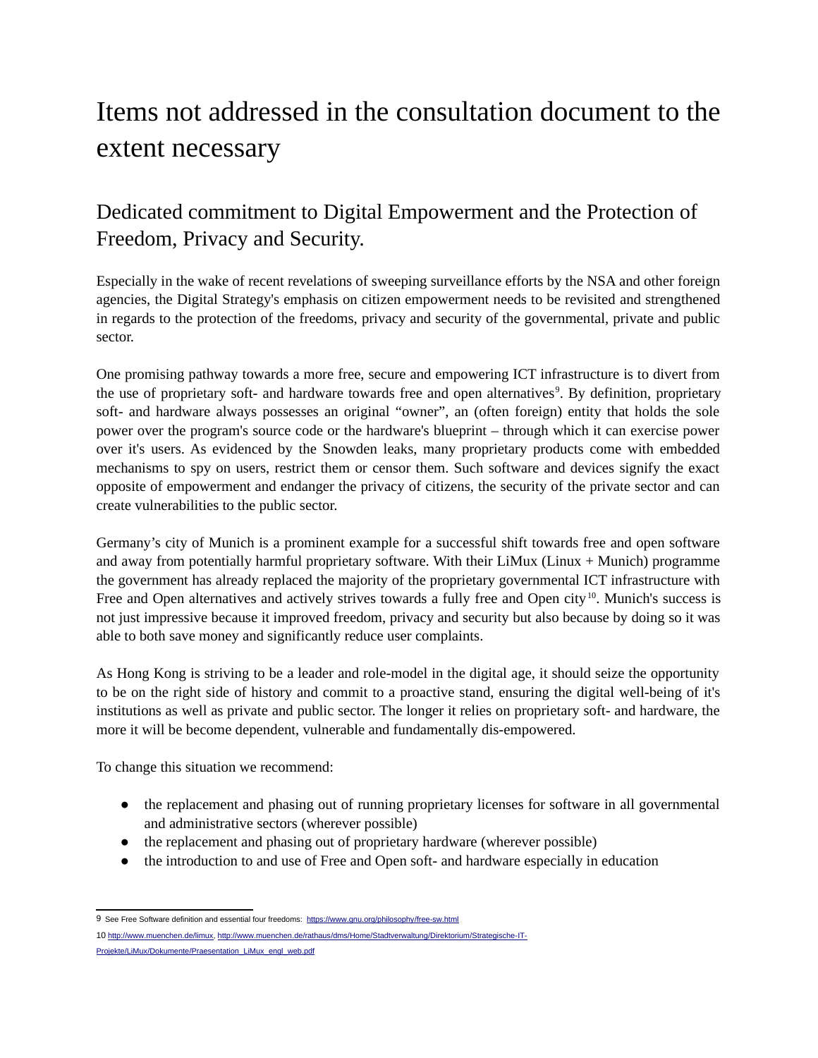# Items not addressed in the consultation document to the extent necessary

## Dedicated commitment to Digital Empowerment and the Protection of Freedom, Privacy and Security.

Especially in the wake of recent revelations of sweeping surveillance efforts by the NSA and other foreign agencies, the Digital Strategy's emphasis on citizen empowerment needs to be revisited and strengthened in regards to the protection of the freedoms, privacy and security of the governmental, private and public sector.

One promising pathway towards a more free, secure and empowering ICT infrastructure is to divert from the use of proprietary soft- and hardware towards free and open alternatives[9]. By definition, proprietary soft- and hardware always possesses an original "owner", an (often foreign) entity that holds the sole power over the program's source code or the hardware's blueprint – through which it can exercise power over it's users. As evidenced by the Snowden leaks, many proprietary products come with embedded mechanisms to spy on users, restrict them or censor them. Such software and devices signify the exact opposite of empowerment and endanger the privacy of citizens, the security of the private sector and can create vulnerabilities to the public sector.

Germany's city of Munich is a prominent example for a successful shift towards free and open software and away from potentially harmful proprietary software. With their LiMux (Linux + Munich) programme the government has already replaced the majority of the proprietary governmental ICT infrastructure with Free and Open alternatives and actively strives towards a fully free and Open city[10]. Munich's success is not just impressive because it improved freedom, privacy and security but also because by doing so it was able to both save money and significantly reduce user complaints.

As Hong Kong is striving to be a leader and role-model in the digital age, it should seize the opportunity to be on the right side of history and commit to a proactive stand, ensuring the digital well-being of it's institutions as well as private and public sector. The longer it relies on proprietary soft- and hardware, the more it will be become dependent, vulnerable and fundamentally dis-empowered.

To change this situation we recommend:

- the replacement and phasing out of running proprietary licenses for software in all governmental and administrative sectors (wherever possible)
- the replacement and phasing out of proprietary hardware (wherever possible)
- the introduction to and use of Free and Open soft- and hardware especially in education

---

9 See Free Software definition and essential four freedoms: https://www.gnu.org/philosophy/free-sw.html

10 http://www.muenchen.de/limux, http://www.muenchen.de/rathaus/dms/Home/Stadtverwaltung/Direktorium/Strategische-IT-Projekte/LiMux/Dokumente/Praesentation_LiMux_engl_web.pdf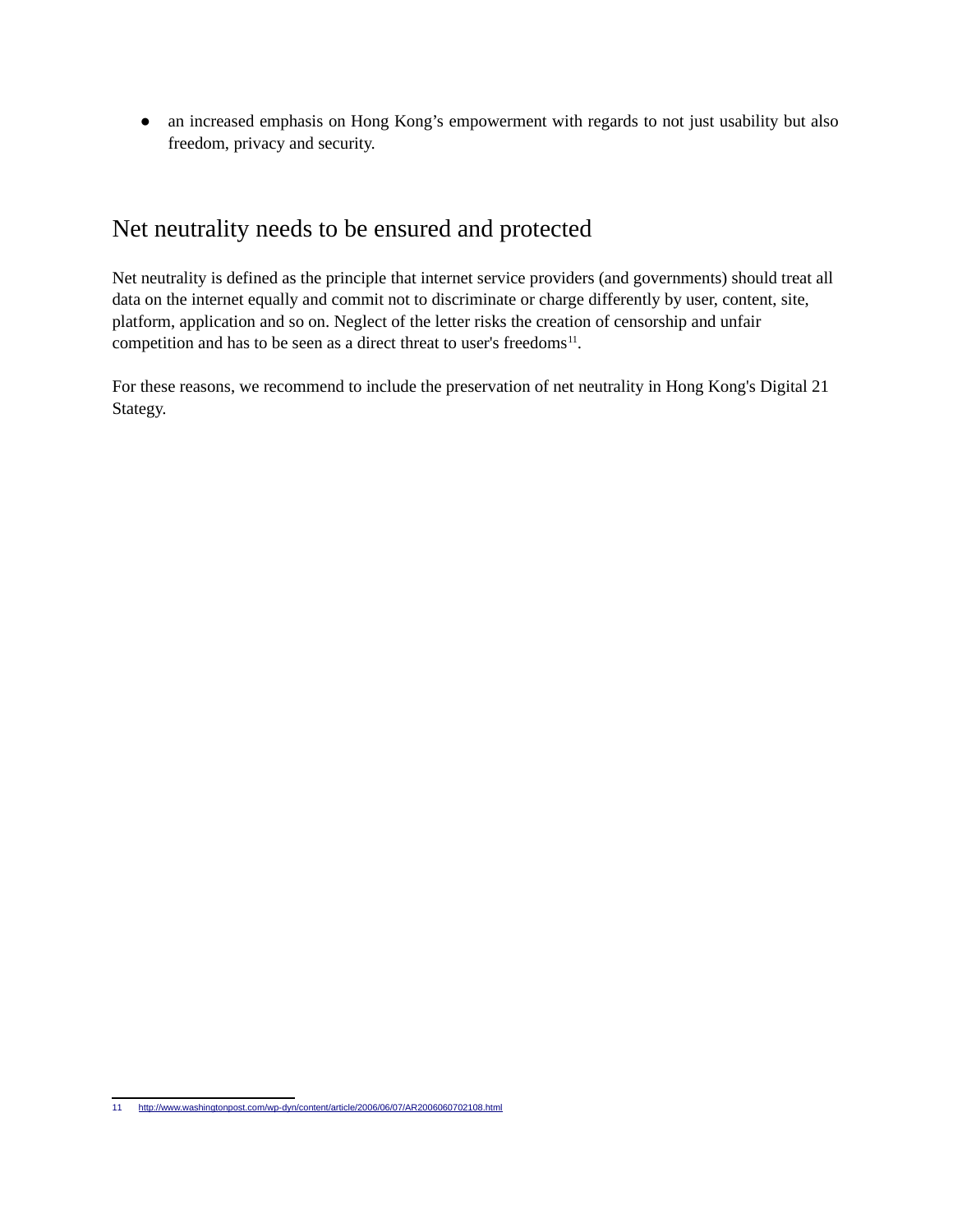- an increased emphasis on Hong Kong's empowerment with regards to not just usability but also freedom, privacy and security.

## Net neutrality needs to be ensured and protected

Net neutrality is defined as the principle that internet service providers (and governments) should treat all data on the internet equally and commit not to discriminate or charge differently by user, content, site, platform, application and so on. Neglect of the letter risks the creation of censorship and unfair competition and has to be seen as a direct threat to user's freedoms[11].

For these reasons, we recommend to include the preservation of net neutrality in Hong Kong's Digital 21 Stategy.

---

11 http://www.washingtonpost.com/wp-dyn/content/article/2006/06/07/AR2006060702108.html